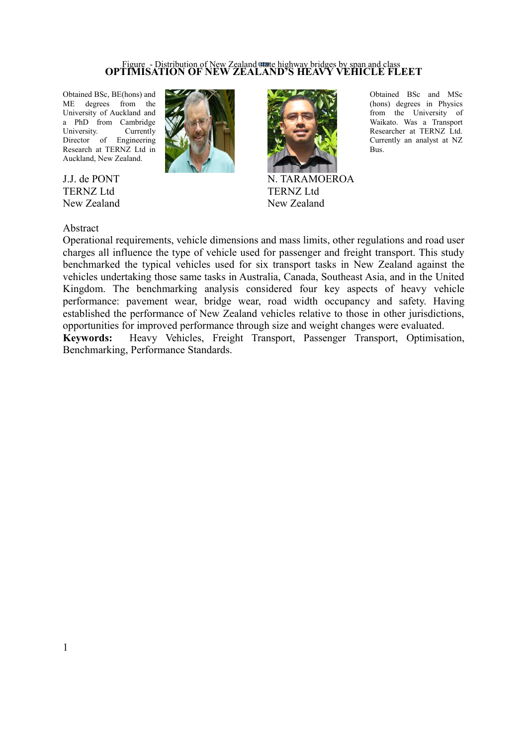Figure - Distribution of New Zealand state highway bridges by span and class

# OPTIMISATION OF NEW ZEALAND'S HEAVY VEHICLE FLEET

Obtained BSc, BE(hons) and ME degrees from the University of Auckland and a PhD from Cambridge University. Currently Director of Engineering Research at TERNZ Ltd in Auckland, New Zealand.

J.J. de PONT
TERNZ Ltd
New Zealand

Obtained BSc and MSc (hons) degrees in Physics from the University of Waikato. Was a Transport Researcher at TERNZ Ltd. Currently an analyst at NZ Bus.

N. TARAMOEROA
TERNZ Ltd
New Zealand

## Abstract

Operational requirements, vehicle dimensions and mass limits, other regulations and road user charges all influence the type of vehicle used for passenger and freight transport. This study benchmarked the typical vehicles used for six transport tasks in New Zealand against the vehicles undertaking those same tasks in Australia, Canada, Southeast Asia, and in the United Kingdom. The benchmarking analysis considered four key aspects of heavy vehicle performance: pavement wear, bridge wear, road width occupancy and safety. Having established the performance of New Zealand vehicles relative to those in other jurisdictions, opportunities for improved performance through size and weight changes were evaluated.

**Keywords:** Heavy Vehicles, Freight Transport, Passenger Transport, Optimisation, Benchmarking, Performance Standards.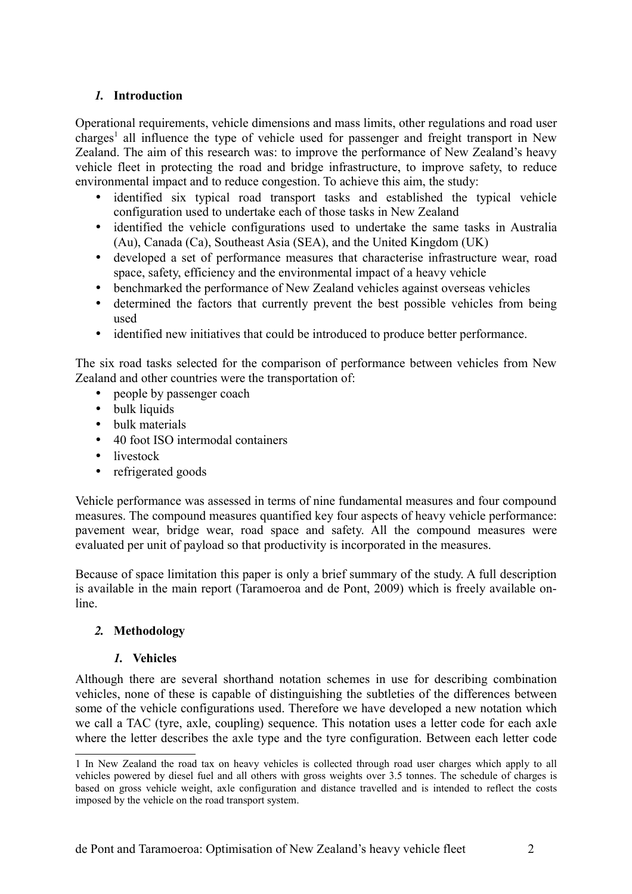## *1.* Introduction

Operational requirements, vehicle dimensions and mass limits, other regulations and road user charges[1] all influence the type of vehicle used for passenger and freight transport in New Zealand. The aim of this research was: to improve the performance of New Zealand's heavy vehicle fleet in protecting the road and bridge infrastructure, to improve safety, to reduce environmental impact and to reduce congestion. To achieve this aim, the study:

- identified six typical road transport tasks and established the typical vehicle configuration used to undertake each of those tasks in New Zealand
- identified the vehicle configurations used to undertake the same tasks in Australia (Au), Canada (Ca), Southeast Asia (SEA), and the United Kingdom (UK)
- developed a set of performance measures that characterise infrastructure wear, road space, safety, efficiency and the environmental impact of a heavy vehicle
- benchmarked the performance of New Zealand vehicles against overseas vehicles
- determined the factors that currently prevent the best possible vehicles from being used
- identified new initiatives that could be introduced to produce better performance.

The six road tasks selected for the comparison of performance between vehicles from New Zealand and other countries were the transportation of:

- people by passenger coach
- bulk liquids
- bulk materials
- 40 foot ISO intermodal containers
- livestock
- refrigerated goods

Vehicle performance was assessed in terms of nine fundamental measures and four compound measures. The compound measures quantified key four aspects of heavy vehicle performance: pavement wear, bridge wear, road space and safety. All the compound measures were evaluated per unit of payload so that productivity is incorporated in the measures.

Because of space limitation this paper is only a brief summary of the study. A full description is available in the main report (Taramoeroa and de Pont, 2009) which is freely available on-line.

## *2.* Methodology

### *1.* Vehicles

Although there are several shorthand notation schemes in use for describing combination vehicles, none of these is capable of distinguishing the subtleties of the differences between some of the vehicle configurations used. Therefore we have developed a new notation which we call a TAC (tyre, axle, coupling) sequence. This notation uses a letter code for each axle where the letter describes the axle type and the tyre configuration. Between each letter code

[1] In New Zealand the road tax on heavy vehicles is collected through road user charges which apply to all vehicles powered by diesel fuel and all others with gross weights over 3.5 tonnes. The schedule of charges is based on gross vehicle weight, axle configuration and distance travelled and is intended to reflect the costs imposed by the vehicle on the road transport system.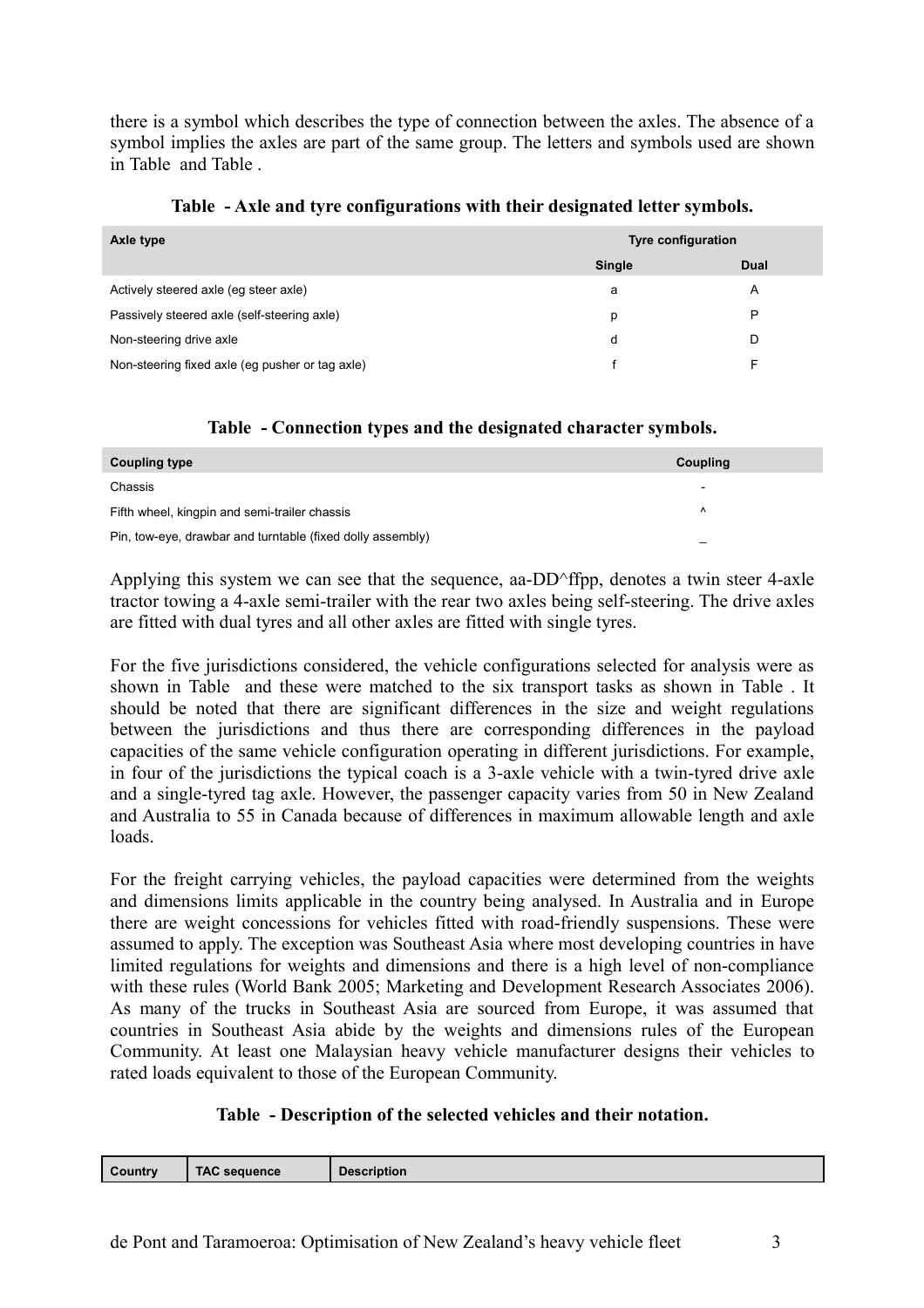there is a symbol which describes the type of connection between the axles. The absence of a symbol implies the axles are part of the same group. The letters and symbols used are shown in Table  and Table .

**Table  - Axle and tyre configurations with their designated letter symbols.**

| Axle type | Tyre configuration | |
|---|---|---|
| | Single | Dual |
| Actively steered axle (eg steer axle) | a | A |
| Passively steered axle (self-steering axle) | p | P |
| Non-steering drive axle | d | D |
| Non-steering fixed axle (eg pusher or tag axle) | f | F |

**Table  - Connection types and the designated character symbols.**

| Coupling type | Coupling |
|---|---|
| Chassis | - |
| Fifth wheel, kingpin and semi-trailer chassis | ^ |
| Pin, tow-eye, drawbar and turntable (fixed dolly assembly) | _ |

Applying this system we can see that the sequence, aa-DD^ffpp, denotes a twin steer 4-axle tractor towing a 4-axle semi-trailer with the rear two axles being self-steering. The drive axles are fitted with dual tyres and all other axles are fitted with single tyres.

For the five jurisdictions considered, the vehicle configurations selected for analysis were as shown in Table  and these were matched to the six transport tasks as shown in Table . It should be noted that there are significant differences in the size and weight regulations between the jurisdictions and thus there are corresponding differences in the payload capacities of the same vehicle configuration operating in different jurisdictions. For example, in four of the jurisdictions the typical coach is a 3-axle vehicle with a twin-tyred drive axle and a single-tyred tag axle. However, the passenger capacity varies from 50 in New Zealand and Australia to 55 in Canada because of differences in maximum allowable length and axle loads.

For the freight carrying vehicles, the payload capacities were determined from the weights and dimensions limits applicable in the country being analysed. In Australia and in Europe there are weight concessions for vehicles fitted with road-friendly suspensions. These were assumed to apply. The exception was Southeast Asia where most developing countries in have limited regulations for weights and dimensions and there is a high level of non-compliance with these rules (World Bank 2005; Marketing and Development Research Associates 2006). As many of the trucks in Southeast Asia are sourced from Europe, it was assumed that countries in Southeast Asia abide by the weights and dimensions rules of the European Community. At least one Malaysian heavy vehicle manufacturer designs their vehicles to rated loads equivalent to those of the European Community.

**Table  - Description of the selected vehicles and their notation.**

| Country | TAC sequence | Description |
|---|---|---|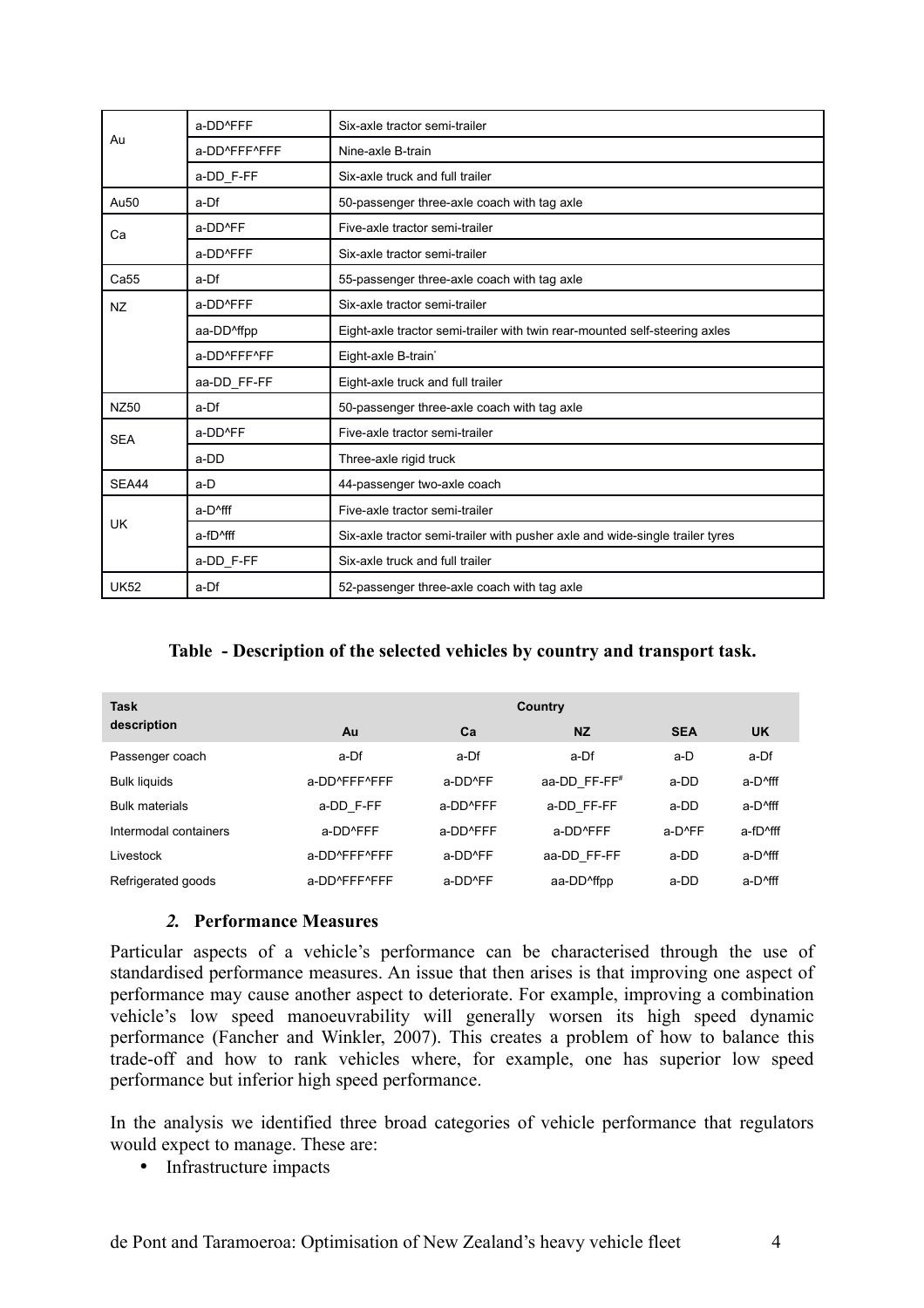| | | |
|---|---|---|
| Au | a-DD^FFF | Six-axle tractor semi-trailer |
| | a-DD^FFF^FFF | Nine-axle B-train |
| | a-DD_F-FF | Six-axle truck and full trailer |
| Au50 | a-Df | 50-passenger three-axle coach with tag axle |
| Ca | a-DD^FF | Five-axle tractor semi-trailer |
| | a-DD^FFF | Six-axle tractor semi-trailer |
| Ca55 | a-Df | 55-passenger three-axle coach with tag axle |
| NZ | a-DD^FFF | Six-axle tractor semi-trailer |
| | aa-DD^ffpp | Eight-axle tractor semi-trailer with twin rear-mounted self-steering axles |
| | a-DD^FFF^FF | Eight-axle B-train* |
| | aa-DD_FF-FF | Eight-axle truck and full trailer |
| NZ50 | a-Df | 50-passenger three-axle coach with tag axle |
| SEA | a-DD^FF | Five-axle tractor semi-trailer |
| | a-DD | Three-axle rigid truck |
| SEA44 | a-D | 44-passenger two-axle coach |
| UK | a-D^fff | Five-axle tractor semi-trailer |
| | a-fD^fff | Six-axle tractor semi-trailer with pusher axle and wide-single trailer tyres |
| | a-DD_F-FF | Six-axle truck and full trailer |
| UK52 | a-Df | 52-passenger three-axle coach with tag axle |

**Table - Description of the selected vehicles by country and transport task.**

| Task description | Country | | | | |
|---|---|---|---|---|---|
| | Au | Ca | NZ | SEA | UK |
| Passenger coach | a-Df | a-Df | a-Df | a-D | a-Df |
| Bulk liquids | a-DD^FFF^FFF | a-DD^FF | aa-DD_FF-FF# | a-DD | a-D^fff |
| Bulk materials | a-DD_F-FF | a-DD^FFF | a-DD_FF-FF | a-DD | a-D^fff |
| Intermodal containers | a-DD^FFF | a-DD^FFF | a-DD^FFF | a-D^FF | a-fD^fff |
| Livestock | a-DD^FFF^FFF | a-DD^FF | aa-DD_FF-FF | a-DD | a-D^fff |
| Refrigerated goods | a-DD^FFF^FFF | a-DD^FF | aa-DD^ffpp | a-DD | a-D^fff |

## *2.* Performance Measures

Particular aspects of a vehicle's performance can be characterised through the use of standardised performance measures. An issue that then arises is that improving one aspect of performance may cause another aspect to deteriorate. For example, improving a combination vehicle's low speed manoeuvrability will generally worsen its high speed dynamic performance (Fancher and Winkler, 2007). This creates a problem of how to balance this trade-off and how to rank vehicles where, for example, one has superior low speed performance but inferior high speed performance.

In the analysis we identified three broad categories of vehicle performance that regulators would expect to manage. These are:

- Infrastructure impacts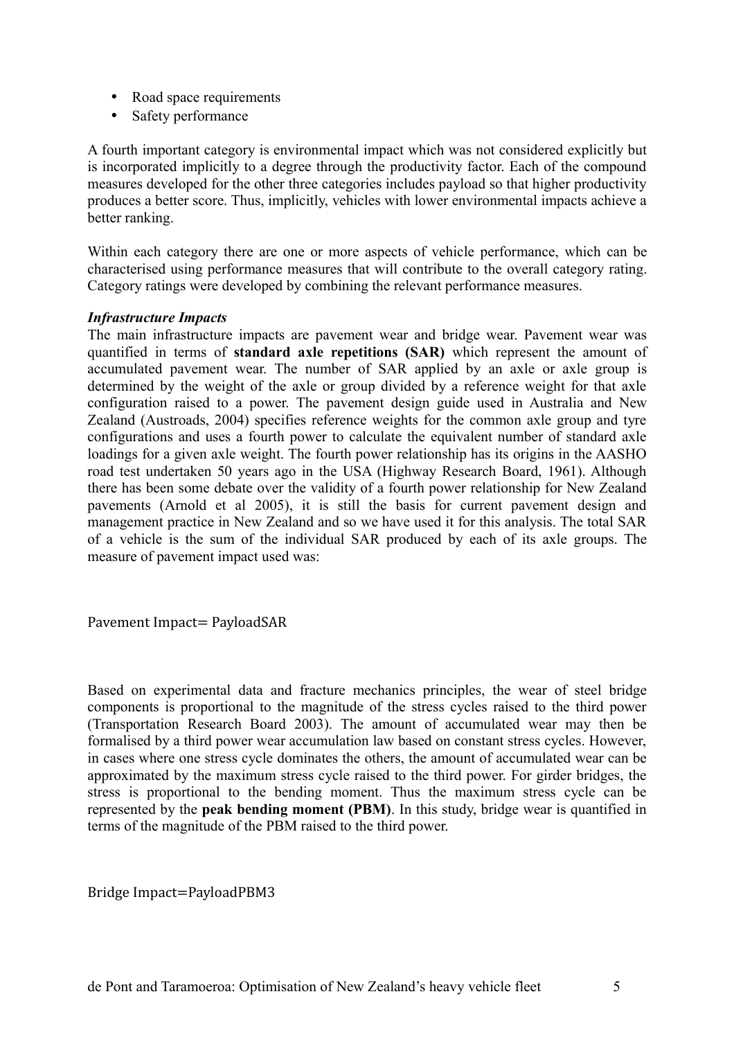- Road space requirements
- Safety performance

A fourth important category is environmental impact which was not considered explicitly but is incorporated implicitly to a degree through the productivity factor. Each of the compound measures developed for the other three categories includes payload so that higher productivity produces a better score. Thus, implicitly, vehicles with lower environmental impacts achieve a better ranking.

Within each category there are one or more aspects of vehicle performance, which can be characterised using performance measures that will contribute to the overall category rating. Category ratings were developed by combining the relevant performance measures.

***Infrastructure Impacts***

The main infrastructure impacts are pavement wear and bridge wear. Pavement wear was quantified in terms of **standard axle repetitions (SAR)** which represent the amount of accumulated pavement wear. The number of SAR applied by an axle or axle group is determined by the weight of the axle or group divided by a reference weight for that axle configuration raised to a power. The pavement design guide used in Australia and New Zealand (Austroads, 2004) specifies reference weights for the common axle group and tyre configurations and uses a fourth power to calculate the equivalent number of standard axle loadings for a given axle weight. The fourth power relationship has its origins in the AASHO road test undertaken 50 years ago in the USA (Highway Research Board, 1961). Although there has been some debate over the validity of a fourth power relationship for New Zealand pavements (Arnold et al 2005), it is still the basis for current pavement design and management practice in New Zealand and so we have used it for this analysis. The total SAR of a vehicle is the sum of the individual SAR produced by each of its axle groups. The measure of pavement impact used was:

$$\text{Pavement Impact} = \frac{\text{Payload}}{\text{SAR}}$$

Based on experimental data and fracture mechanics principles, the wear of steel bridge components is proportional to the magnitude of the stress cycles raised to the third power (Transportation Research Board 2003). The amount of accumulated wear may then be formalised by a third power wear accumulation law based on constant stress cycles. However, in cases where one stress cycle dominates the others, the amount of accumulated wear can be approximated by the maximum stress cycle raised to the third power. For girder bridges, the stress is proportional to the bending moment. Thus the maximum stress cycle can be represented by the **peak bending moment (PBM)**. In this study, bridge wear is quantified in terms of the magnitude of the PBM raised to the third power.

$$\text{Bridge Impact} = \frac{\text{Payload}}{\text{PBM}^3}$$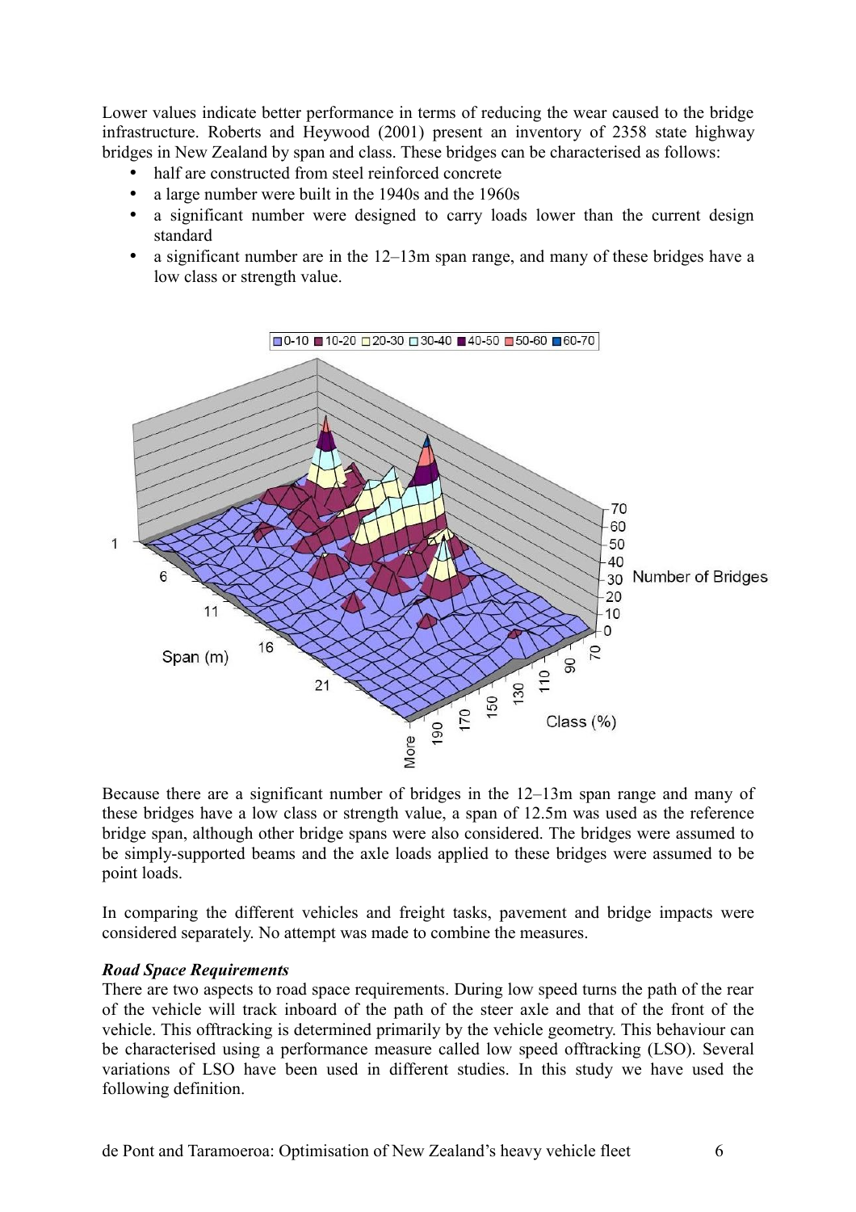Lower values indicate better performance in terms of reducing the wear caused to the bridge infrastructure. Roberts and Heywood (2001) present an inventory of 2358 state highway bridges in New Zealand by span and class. These bridges can be characterised as follows:

- half are constructed from steel reinforced concrete
- a large number were built in the 1940s and the 1960s
- a significant number were designed to carry loads lower than the current design standard
- a significant number are in the 12–13m span range, and many of these bridges have a low class or strength value.

Because there are a significant number of bridges in the 12–13m span range and many of these bridges have a low class or strength value, a span of 12.5m was used as the reference bridge span, although other bridge spans were also considered. The bridges were assumed to be simply-supported beams and the axle loads applied to these bridges were assumed to be point loads.

In comparing the different vehicles and freight tasks, pavement and bridge impacts were considered separately. No attempt was made to combine the measures.

***Road Space Requirements***

There are two aspects to road space requirements. During low speed turns the path of the rear of the vehicle will track inboard of the path of the steer axle and that of the front of the vehicle. This offtracking is determined primarily by the vehicle geometry. This behaviour can be characterised using a performance measure called low speed offtracking (LSO). Several variations of LSO have been used in different studies. In this study we have used the following definition.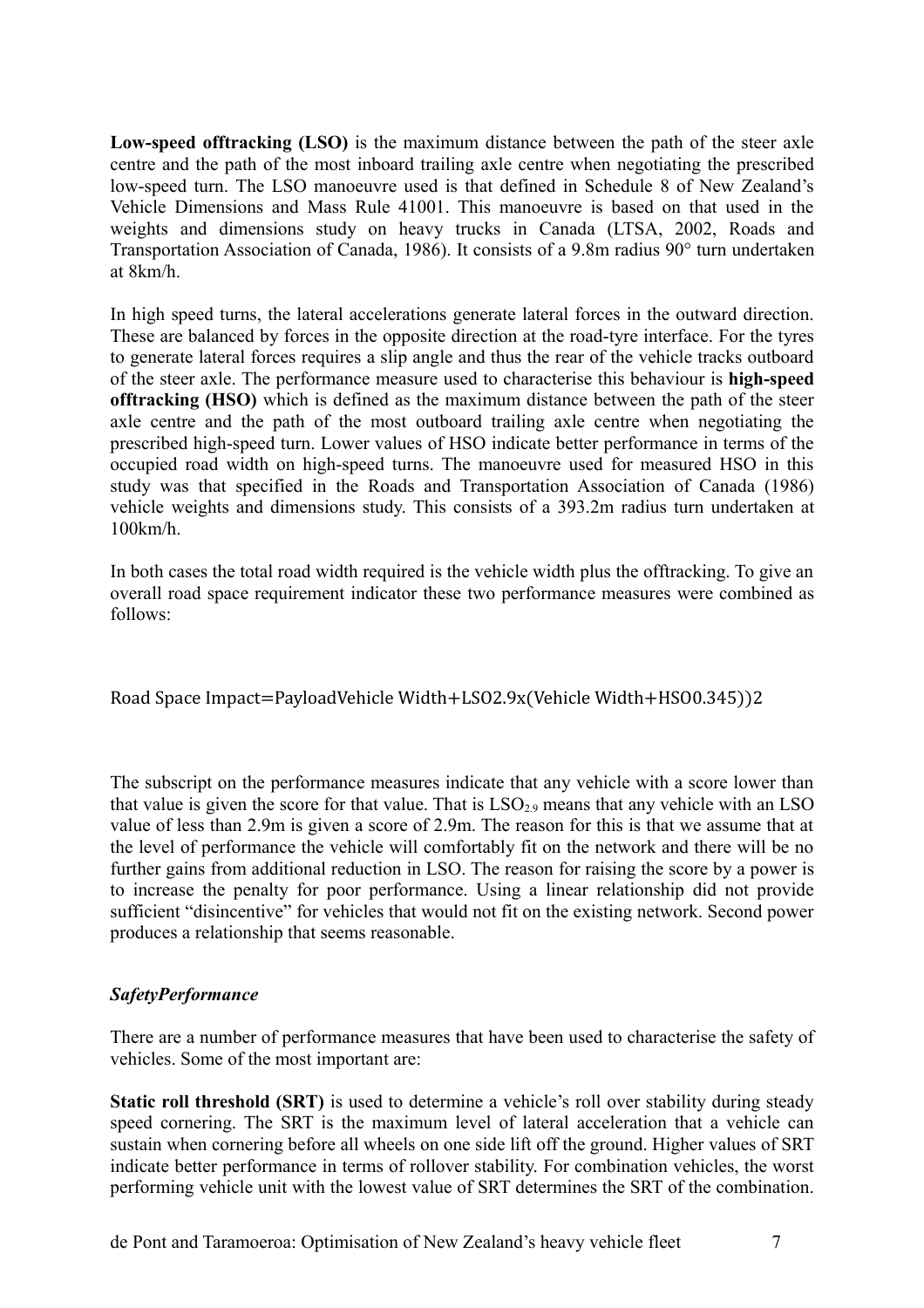**Low-speed offtracking (LSO)** is the maximum distance between the path of the steer axle centre and the path of the most inboard trailing axle centre when negotiating the prescribed low-speed turn. The LSO manoeuvre used is that defined in Schedule 8 of New Zealand's Vehicle Dimensions and Mass Rule 41001. This manoeuvre is based on that used in the weights and dimensions study on heavy trucks in Canada (LTSA, 2002, Roads and Transportation Association of Canada, 1986). It consists of a 9.8m radius 90° turn undertaken at 8km/h.

In high speed turns, the lateral accelerations generate lateral forces in the outward direction. These are balanced by forces in the opposite direction at the road-tyre interface. For the tyres to generate lateral forces requires a slip angle and thus the rear of the vehicle tracks outboard of the steer axle. The performance measure used to characterise this behaviour is **high-speed offtracking (HSO)** which is defined as the maximum distance between the path of the steer axle centre and the path of the most outboard trailing axle centre when negotiating the prescribed high-speed turn. Lower values of HSO indicate better performance in terms of the occupied road width on high-speed turns. The manoeuvre used for measured HSO in this study was that specified in the Roads and Transportation Association of Canada (1986) vehicle weights and dimensions study. This consists of a 393.2m radius turn undertaken at 100km/h.

In both cases the total road width required is the vehicle width plus the offtracking. To give an overall road space requirement indicator these two performance measures were combined as follows:

$$\text{Road Space Impact} = \frac{\text{Payload}}{\left((\text{Vehicle Width} + LSO_{2.9}) \times (\text{Vehicle Width} + HSO_{0.345})\right)^2}$$

The subscript on the performance measures indicate that any vehicle with a score lower than that value is given the score for that value. That is $LSO_{2.9}$ means that any vehicle with an LSO value of less than 2.9m is given a score of 2.9m. The reason for this is that we assume that at the level of performance the vehicle will comfortably fit on the network and there will be no further gains from additional reduction in LSO. The reason for raising the score by a power is to increase the penalty for poor performance. Using a linear relationship did not provide sufficient "disincentive" for vehicles that would not fit on the existing network. Second power produces a relationship that seems reasonable.

### *SafetyPerformance*

There are a number of performance measures that have been used to characterise the safety of vehicles. Some of the most important are:

**Static roll threshold (SRT)** is used to determine a vehicle's roll over stability during steady speed cornering. The SRT is the maximum level of lateral acceleration that a vehicle can sustain when cornering before all wheels on one side lift off the ground. Higher values of SRT indicate better performance in terms of rollover stability. For combination vehicles, the worst performing vehicle unit with the lowest value of SRT determines the SRT of the combination.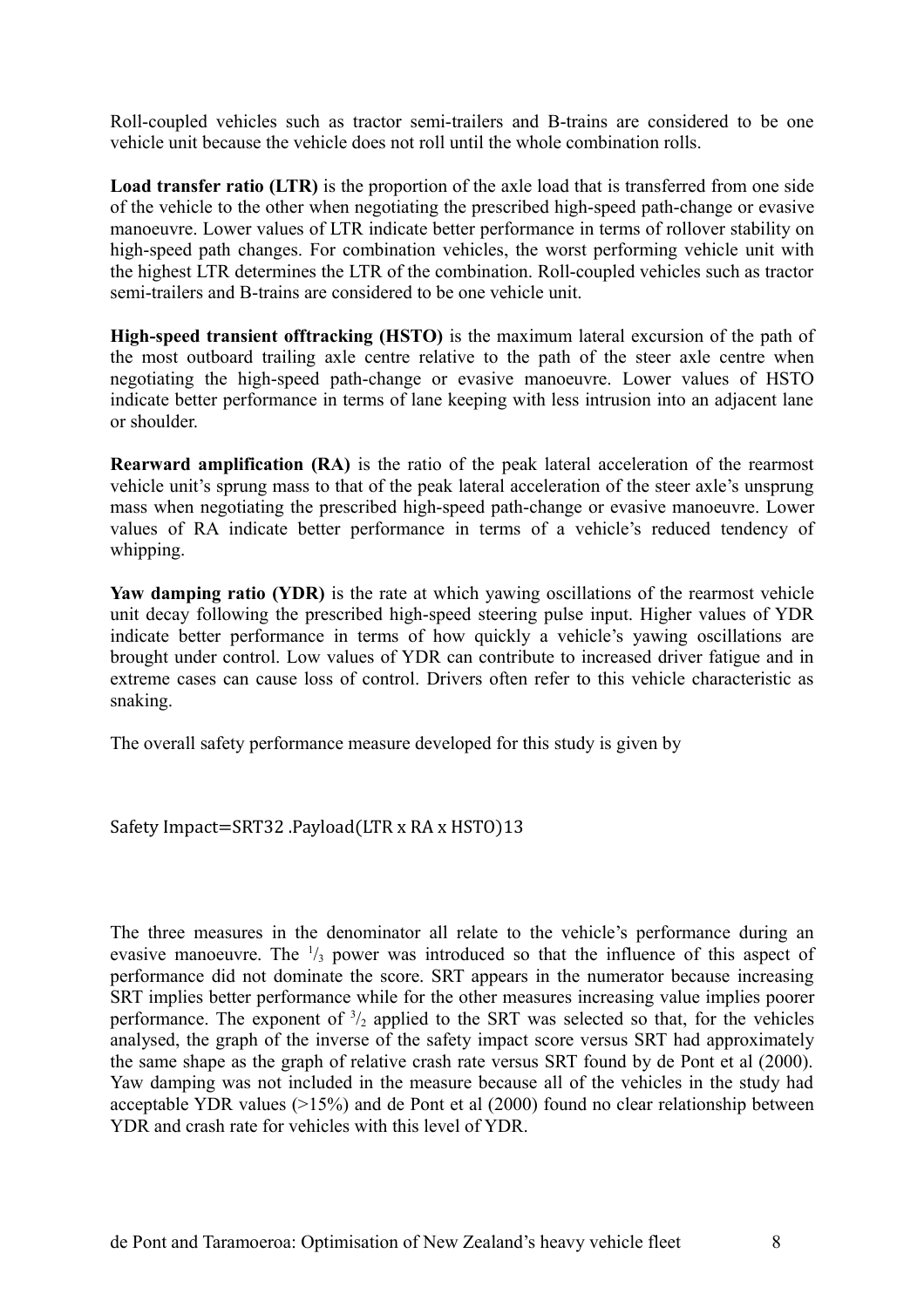Roll-coupled vehicles such as tractor semi-trailers and B-trains are considered to be one vehicle unit because the vehicle does not roll until the whole combination rolls.

**Load transfer ratio (LTR)** is the proportion of the axle load that is transferred from one side of the vehicle to the other when negotiating the prescribed high-speed path-change or evasive manoeuvre. Lower values of LTR indicate better performance in terms of rollover stability on high-speed path changes. For combination vehicles, the worst performing vehicle unit with the highest LTR determines the LTR of the combination. Roll-coupled vehicles such as tractor semi-trailers and B-trains are considered to be one vehicle unit.

**High-speed transient offtracking (HSTO)** is the maximum lateral excursion of the path of the most outboard trailing axle centre relative to the path of the steer axle centre when negotiating the high-speed path-change or evasive manoeuvre. Lower values of HSTO indicate better performance in terms of lane keeping with less intrusion into an adjacent lane or shoulder.

**Rearward amplification (RA)** is the ratio of the peak lateral acceleration of the rearmost vehicle unit's sprung mass to that of the peak lateral acceleration of the steer axle's unsprung mass when negotiating the prescribed high-speed path-change or evasive manoeuvre. Lower values of RA indicate better performance in terms of a vehicle's reduced tendency of whipping.

**Yaw damping ratio (YDR)** is the rate at which yawing oscillations of the rearmost vehicle unit decay following the prescribed high-speed steering pulse input. Higher values of YDR indicate better performance in terms of how quickly a vehicle's yawing oscillations are brought under control. Low values of YDR can contribute to increased driver fatigue and in extreme cases can cause loss of control. Drivers often refer to this vehicle characteristic as snaking.

The overall safety performance measure developed for this study is given by

$$\text{Safety Impact} = \frac{SRT^{\frac{3}{2}} \cdot \text{Payload}}{(LTR \times RA \times HSTO)^{\frac{1}{3}}}$$

The three measures in the denominator all relate to the vehicle's performance during an evasive manoeuvre. The $^{1}/_{3}$ power was introduced so that the influence of this aspect of performance did not dominate the score. SRT appears in the numerator because increasing SRT implies better performance while for the other measures increasing value implies poorer performance. The exponent of $^{3}/_{2}$ applied to the SRT was selected so that, for the vehicles analysed, the graph of the inverse of the safety impact score versus SRT had approximately the same shape as the graph of relative crash rate versus SRT found by de Pont et al (2000). Yaw damping was not included in the measure because all of the vehicles in the study had acceptable YDR values (>15%) and de Pont et al (2000) found no clear relationship between YDR and crash rate for vehicles with this level of YDR.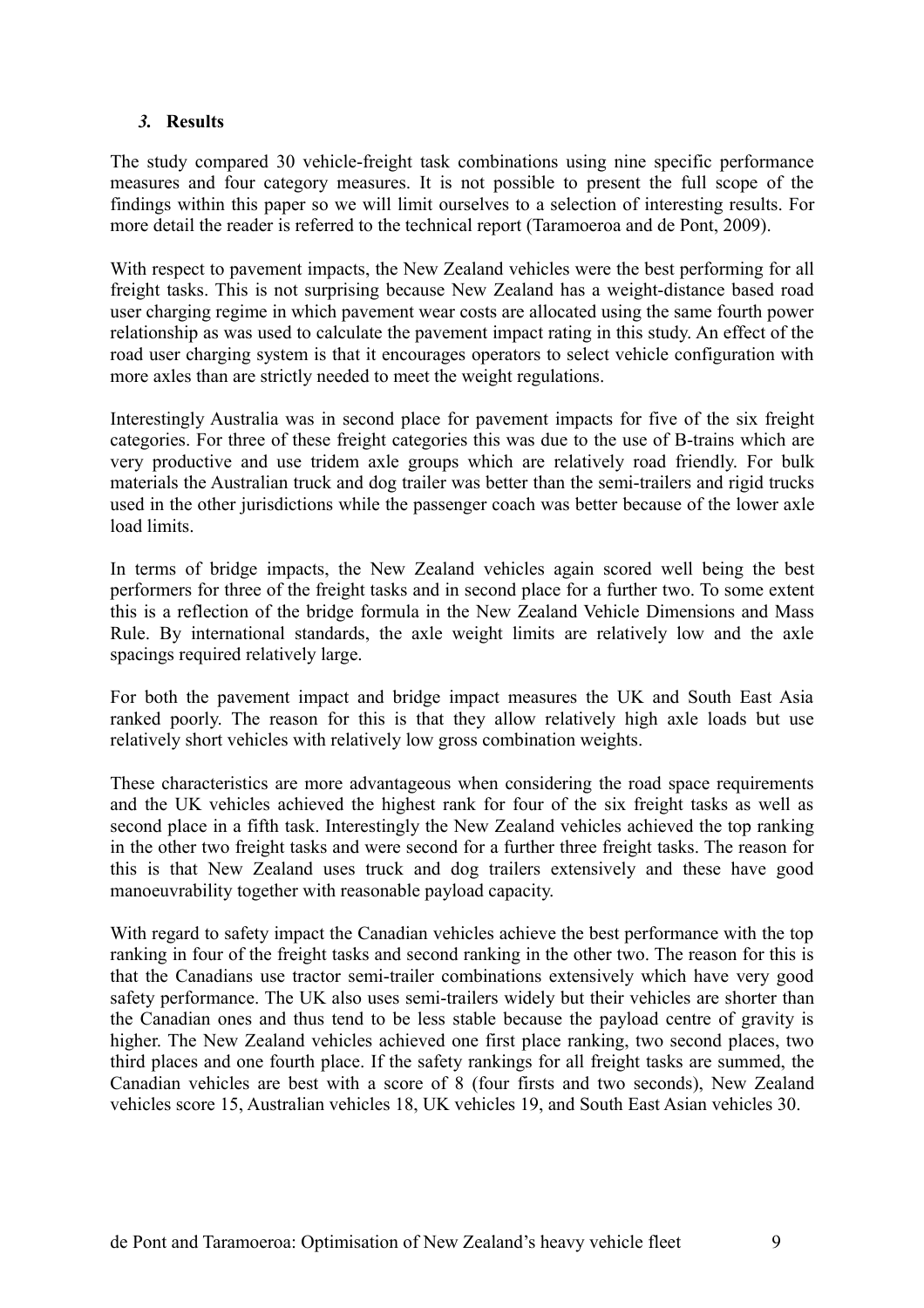## *3.* **Results**

The study compared 30 vehicle-freight task combinations using nine specific performance measures and four category measures. It is not possible to present the full scope of the findings within this paper so we will limit ourselves to a selection of interesting results. For more detail the reader is referred to the technical report (Taramoeroa and de Pont, 2009).

With respect to pavement impacts, the New Zealand vehicles were the best performing for all freight tasks. This is not surprising because New Zealand has a weight-distance based road user charging regime in which pavement wear costs are allocated using the same fourth power relationship as was used to calculate the pavement impact rating in this study. An effect of the road user charging system is that it encourages operators to select vehicle configuration with more axles than are strictly needed to meet the weight regulations.

Interestingly Australia was in second place for pavement impacts for five of the six freight categories. For three of these freight categories this was due to the use of B-trains which are very productive and use tridem axle groups which are relatively road friendly. For bulk materials the Australian truck and dog trailer was better than the semi-trailers and rigid trucks used in the other jurisdictions while the passenger coach was better because of the lower axle load limits.

In terms of bridge impacts, the New Zealand vehicles again scored well being the best performers for three of the freight tasks and in second place for a further two. To some extent this is a reflection of the bridge formula in the New Zealand Vehicle Dimensions and Mass Rule. By international standards, the axle weight limits are relatively low and the axle spacings required relatively large.

For both the pavement impact and bridge impact measures the UK and South East Asia ranked poorly. The reason for this is that they allow relatively high axle loads but use relatively short vehicles with relatively low gross combination weights.

These characteristics are more advantageous when considering the road space requirements and the UK vehicles achieved the highest rank for four of the six freight tasks as well as second place in a fifth task. Interestingly the New Zealand vehicles achieved the top ranking in the other two freight tasks and were second for a further three freight tasks. The reason for this is that New Zealand uses truck and dog trailers extensively and these have good manoeuvrability together with reasonable payload capacity.

With regard to safety impact the Canadian vehicles achieve the best performance with the top ranking in four of the freight tasks and second ranking in the other two. The reason for this is that the Canadians use tractor semi-trailer combinations extensively which have very good safety performance. The UK also uses semi-trailers widely but their vehicles are shorter than the Canadian ones and thus tend to be less stable because the payload centre of gravity is higher. The New Zealand vehicles achieved one first place ranking, two second places, two third places and one fourth place. If the safety rankings for all freight tasks are summed, the Canadian vehicles are best with a score of 8 (four firsts and two seconds), New Zealand vehicles score 15, Australian vehicles 18, UK vehicles 19, and South East Asian vehicles 30.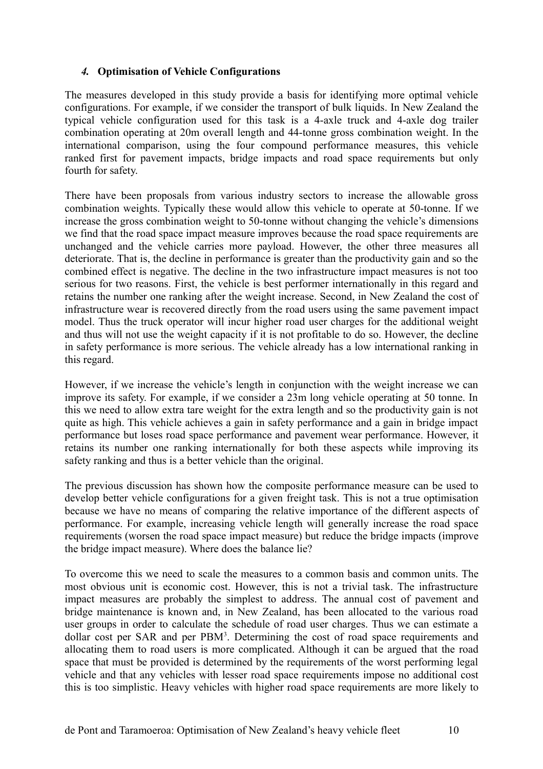## *4.* Optimisation of Vehicle Configurations

The measures developed in this study provide a basis for identifying more optimal vehicle configurations. For example, if we consider the transport of bulk liquids. In New Zealand the typical vehicle configuration used for this task is a 4-axle truck and 4-axle dog trailer combination operating at 20m overall length and 44-tonne gross combination weight. In the international comparison, using the four compound performance measures, this vehicle ranked first for pavement impacts, bridge impacts and road space requirements but only fourth for safety.

There have been proposals from various industry sectors to increase the allowable gross combination weights. Typically these would allow this vehicle to operate at 50-tonne. If we increase the gross combination weight to 50-tonne without changing the vehicle's dimensions we find that the road space impact measure improves because the road space requirements are unchanged and the vehicle carries more payload. However, the other three measures all deteriorate. That is, the decline in performance is greater than the productivity gain and so the combined effect is negative. The decline in the two infrastructure impact measures is not too serious for two reasons. First, the vehicle is best performer internationally in this regard and retains the number one ranking after the weight increase. Second, in New Zealand the cost of infrastructure wear is recovered directly from the road users using the same pavement impact model. Thus the truck operator will incur higher road user charges for the additional weight and thus will not use the weight capacity if it is not profitable to do so. However, the decline in safety performance is more serious. The vehicle already has a low international ranking in this regard.

However, if we increase the vehicle's length in conjunction with the weight increase we can improve its safety. For example, if we consider a 23m long vehicle operating at 50 tonne. In this we need to allow extra tare weight for the extra length and so the productivity gain is not quite as high. This vehicle achieves a gain in safety performance and a gain in bridge impact performance but loses road space performance and pavement wear performance. However, it retains its number one ranking internationally for both these aspects while improving its safety ranking and thus is a better vehicle than the original.

The previous discussion has shown how the composite performance measure can be used to develop better vehicle configurations for a given freight task. This is not a true optimisation because we have no means of comparing the relative importance of the different aspects of performance. For example, increasing vehicle length will generally increase the road space requirements (worsen the road space impact measure) but reduce the bridge impacts (improve the bridge impact measure). Where does the balance lie?

To overcome this we need to scale the measures to a common basis and common units. The most obvious unit is economic cost. However, this is not a trivial task. The infrastructure impact measures are probably the simplest to address. The annual cost of pavement and bridge maintenance is known and, in New Zealand, has been allocated to the various road user groups in order to calculate the schedule of road user charges. Thus we can estimate a dollar cost per SAR and per PBM[3]. Determining the cost of road space requirements and allocating them to road users is more complicated. Although it can be argued that the road space that must be provided is determined by the requirements of the worst performing legal vehicle and that any vehicles with lesser road space requirements impose no additional cost this is too simplistic. Heavy vehicles with higher road space requirements are more likely to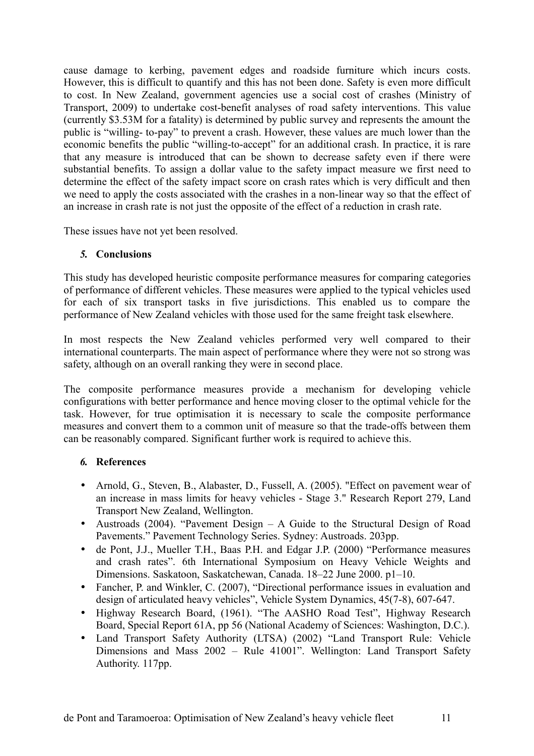cause damage to kerbing, pavement edges and roadside furniture which incurs costs. However, this is difficult to quantify and this has not been done. Safety is even more difficult to cost. In New Zealand, government agencies use a social cost of crashes (Ministry of Transport, 2009) to undertake cost-benefit analyses of road safety interventions. This value (currently $3.53M for a fatality) is determined by public survey and represents the amount the public is "willing- to-pay" to prevent a crash. However, these values are much lower than the economic benefits the public "willing-to-accept" for an additional crash. In practice, it is rare that any measure is introduced that can be shown to decrease safety even if there were substantial benefits. To assign a dollar value to the safety impact measure we first need to determine the effect of the safety impact score on crash rates which is very difficult and then we need to apply the costs associated with the crashes in a non-linear way so that the effect of an increase in crash rate is not just the opposite of the effect of a reduction in crash rate.

These issues have not yet been resolved.

## *5.* Conclusions

This study has developed heuristic composite performance measures for comparing categories of performance of different vehicles. These measures were applied to the typical vehicles used for each of six transport tasks in five jurisdictions. This enabled us to compare the performance of New Zealand vehicles with those used for the same freight task elsewhere.

In most respects the New Zealand vehicles performed very well compared to their international counterparts. The main aspect of performance where they were not so strong was safety, although on an overall ranking they were in second place.

The composite performance measures provide a mechanism for developing vehicle configurations with better performance and hence moving closer to the optimal vehicle for the task. However, for true optimisation it is necessary to scale the composite performance measures and convert them to a common unit of measure so that the trade-offs between them can be reasonably compared. Significant further work is required to achieve this.

## *6.* References

- Arnold, G., Steven, B., Alabaster, D., Fussell, A. (2005). "Effect on pavement wear of an increase in mass limits for heavy vehicles - Stage 3." Research Report 279, Land Transport New Zealand, Wellington.
- Austroads (2004). "Pavement Design – A Guide to the Structural Design of Road Pavements." Pavement Technology Series. Sydney: Austroads. 203pp.
- de Pont, J.J., Mueller T.H., Baas P.H. and Edgar J.P. (2000) "Performance measures and crash rates". 6th International Symposium on Heavy Vehicle Weights and Dimensions. Saskatoon, Saskatchewan, Canada. 18–22 June 2000. p1–10.
- Fancher, P. and Winkler, C. (2007), "Directional performance issues in evaluation and design of articulated heavy vehicles", Vehicle System Dynamics, 45(7-8), 607-647.
- Highway Research Board, (1961). "The AASHO Road Test", Highway Research Board, Special Report 61A, pp 56 (National Academy of Sciences: Washington, D.C.).
- Land Transport Safety Authority (LTSA) (2002) "Land Transport Rule: Vehicle Dimensions and Mass 2002 – Rule 41001". Wellington: Land Transport Safety Authority. 117pp.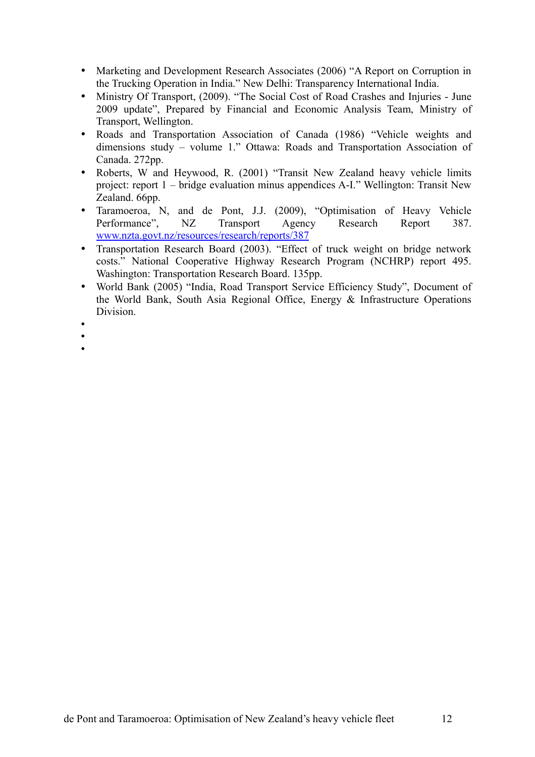- Marketing and Development Research Associates (2006) "A Report on Corruption in the Trucking Operation in India." New Delhi: Transparency International India.
- Ministry Of Transport, (2009). "The Social Cost of Road Crashes and Injuries - June 2009 update", Prepared by Financial and Economic Analysis Team, Ministry of Transport, Wellington.
- Roads and Transportation Association of Canada (1986) "Vehicle weights and dimensions study – volume 1." Ottawa: Roads and Transportation Association of Canada. 272pp.
- Roberts, W and Heywood, R. (2001) "Transit New Zealand heavy vehicle limits project: report 1 – bridge evaluation minus appendices A-I." Wellington: Transit New Zealand. 66pp.
- Taramoeroa, N, and de Pont, J.J. (2009), "Optimisation of Heavy Vehicle Performance", NZ Transport Agency Research Report 387. www.nzta.govt.nz/resources/research/reports/387
- Transportation Research Board (2003). "Effect of truck weight on bridge network costs." National Cooperative Highway Research Program (NCHRP) report 495. Washington: Transportation Research Board. 135pp.
- World Bank (2005) "India, Road Transport Service Efficiency Study", Document of the World Bank, South Asia Regional Office, Energy & Infrastructure Operations Division.